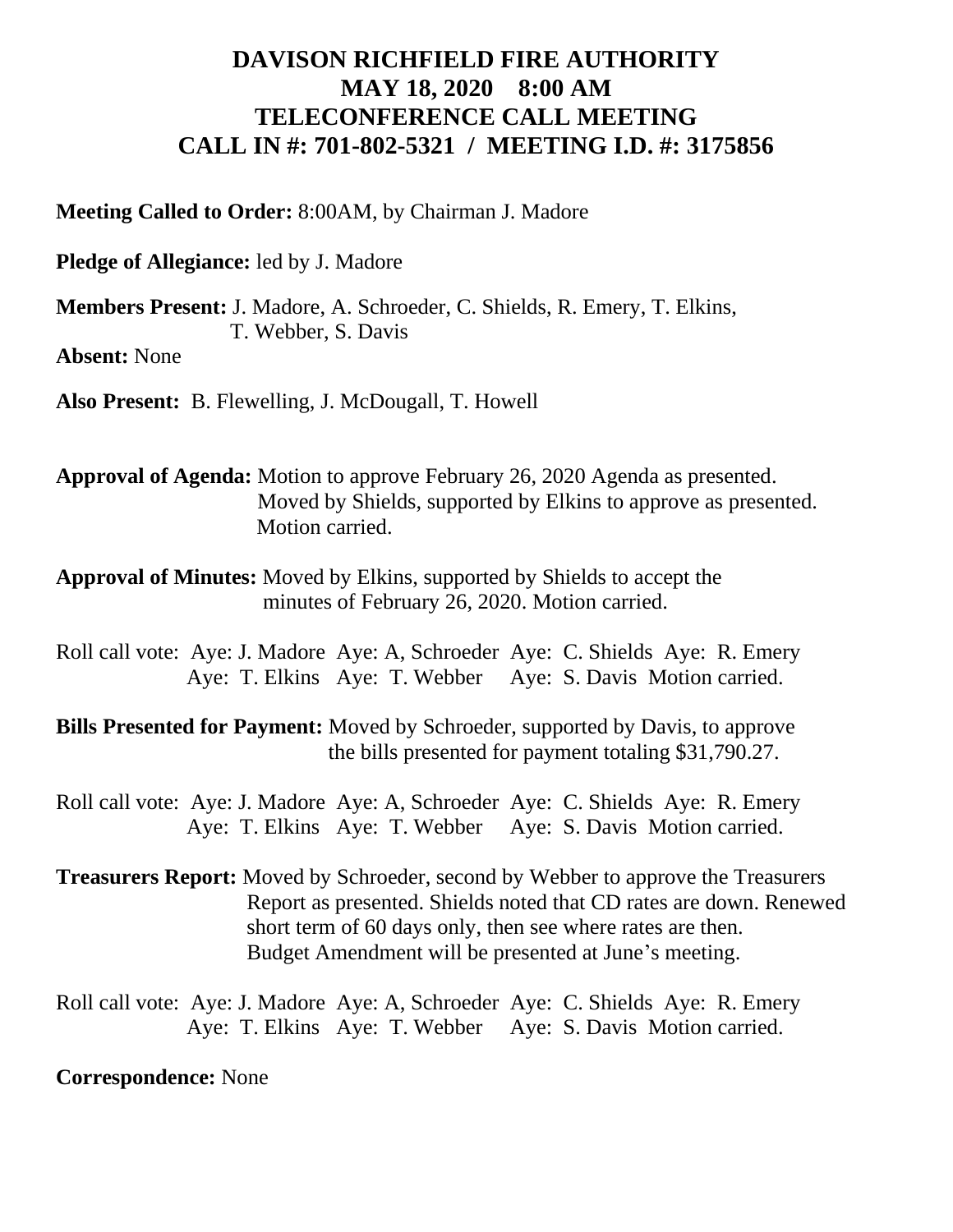# DAVISON RICHFIELD FIRE AUTHORITY
# MAY 18, 2020 8:00 AM
# TELECONFERENCE CALL MEETING
# CALL IN #: 701-802-5321 / MEETING I.D. #: 3175856

**Meeting Called to Order:** 8:00AM, by Chairman J. Madore

**Pledge of Allegiance:** led by J. Madore

**Members Present:** J. Madore, A. Schroeder, C. Shields, R. Emery, T. Elkins, T. Webber, S. Davis

**Absent:** None

**Also Present:** B. Flewelling, J. McDougall, T. Howell

**Approval of Agenda:** Motion to approve February 26, 2020 Agenda as presented. Moved by Shields, supported by Elkins to approve as presented. Motion carried.

**Approval of Minutes:** Moved by Elkins, supported by Shields to accept the minutes of February 26, 2020. Motion carried.

Roll call vote: Aye: J. Madore Aye: A, Schroeder Aye: C. Shields Aye: R. Emery Aye: T. Elkins Aye: T. Webber Aye: S. Davis Motion carried.

**Bills Presented for Payment:** Moved by Schroeder, supported by Davis, to approve the bills presented for payment totaling $31,790.27.

Roll call vote: Aye: J. Madore Aye: A, Schroeder Aye: C. Shields Aye: R. Emery Aye: T. Elkins Aye: T. Webber Aye: S. Davis Motion carried.

**Treasurers Report:** Moved by Schroeder, second by Webber to approve the Treasurers Report as presented. Shields noted that CD rates are down. Renewed short term of 60 days only, then see where rates are then. Budget Amendment will be presented at June's meeting.

Roll call vote: Aye: J. Madore Aye: A, Schroeder Aye: C. Shields Aye: R. Emery Aye: T. Elkins Aye: T. Webber Aye: S. Davis Motion carried.

**Correspondence:** None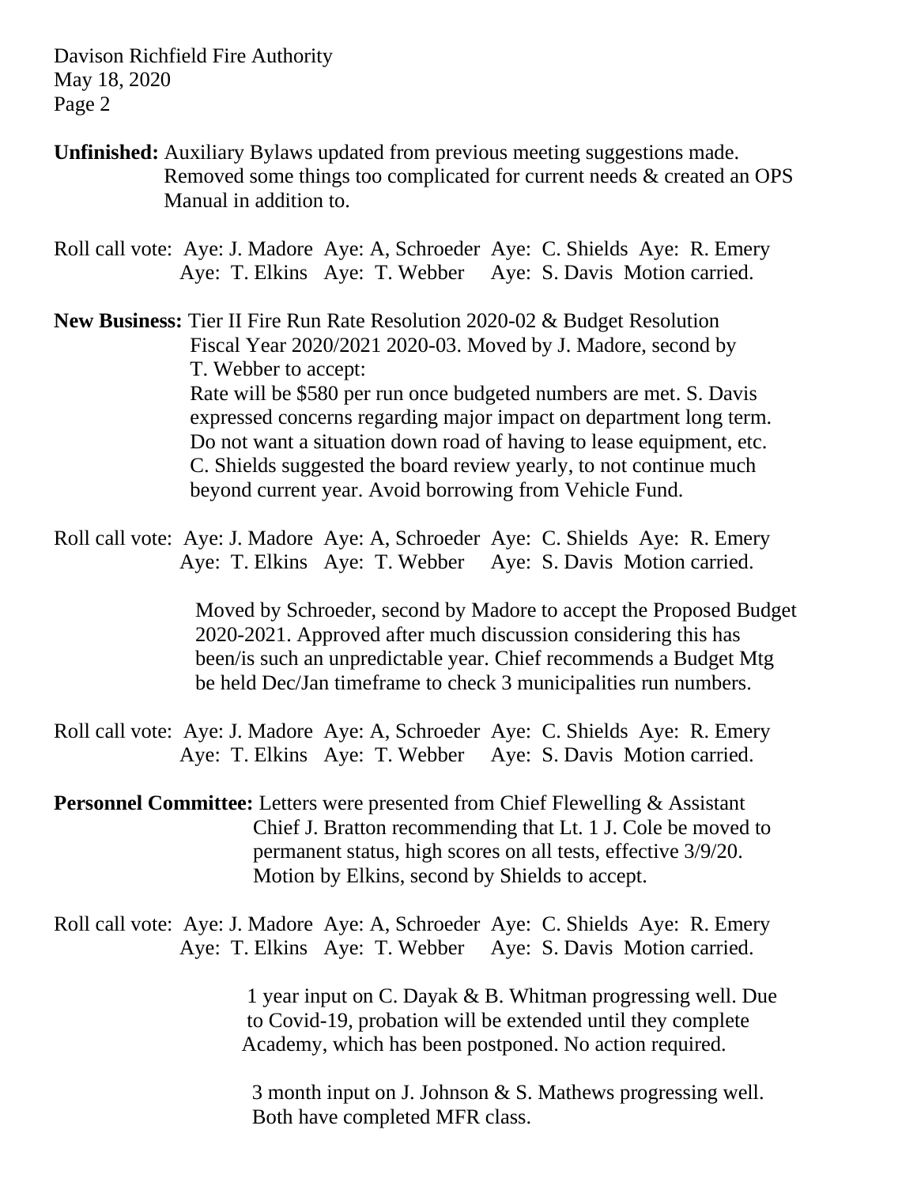**Unfinished:** Auxiliary Bylaws updated from previous meeting suggestions made. Removed some things too complicated for current needs & created an OPS Manual in addition to.

Roll call vote: Aye: J. Madore Aye: A, Schroeder Aye: C. Shields Aye: R. Emery Aye: T. Elkins Aye: T. Webber Aye: S. Davis Motion carried.

**New Business:** Tier II Fire Run Rate Resolution 2020-02 & Budget Resolution Fiscal Year 2020/2021 2020-03. Moved by J. Madore, second by T. Webber to accept:
Rate will be $580 per run once budgeted numbers are met. S. Davis expressed concerns regarding major impact on department long term. Do not want a situation down road of having to lease equipment, etc. C. Shields suggested the board review yearly, to not continue much beyond current year. Avoid borrowing from Vehicle Fund.

Roll call vote: Aye: J. Madore Aye: A, Schroeder Aye: C. Shields Aye: R. Emery Aye: T. Elkins Aye: T. Webber Aye: S. Davis Motion carried.

Moved by Schroeder, second by Madore to accept the Proposed Budget 2020-2021. Approved after much discussion considering this has been/is such an unpredictable year. Chief recommends a Budget Mtg be held Dec/Jan timeframe to check 3 municipalities run numbers.

Roll call vote: Aye: J. Madore Aye: A, Schroeder Aye: C. Shields Aye: R. Emery Aye: T. Elkins Aye: T. Webber Aye: S. Davis Motion carried.

**Personnel Committee:** Letters were presented from Chief Flewelling & Assistant Chief J. Bratton recommending that Lt. 1 J. Cole be moved to permanent status, high scores on all tests, effective 3/9/20. Motion by Elkins, second by Shields to accept.

Roll call vote: Aye: J. Madore Aye: A, Schroeder Aye: C. Shields Aye: R. Emery Aye: T. Elkins Aye: T. Webber Aye: S. Davis Motion carried.

1 year input on C. Dayak & B. Whitman progressing well. Due to Covid-19, probation will be extended until they complete Academy, which has been postponed. No action required.

3 month input on J. Johnson & S. Mathews progressing well. Both have completed MFR class.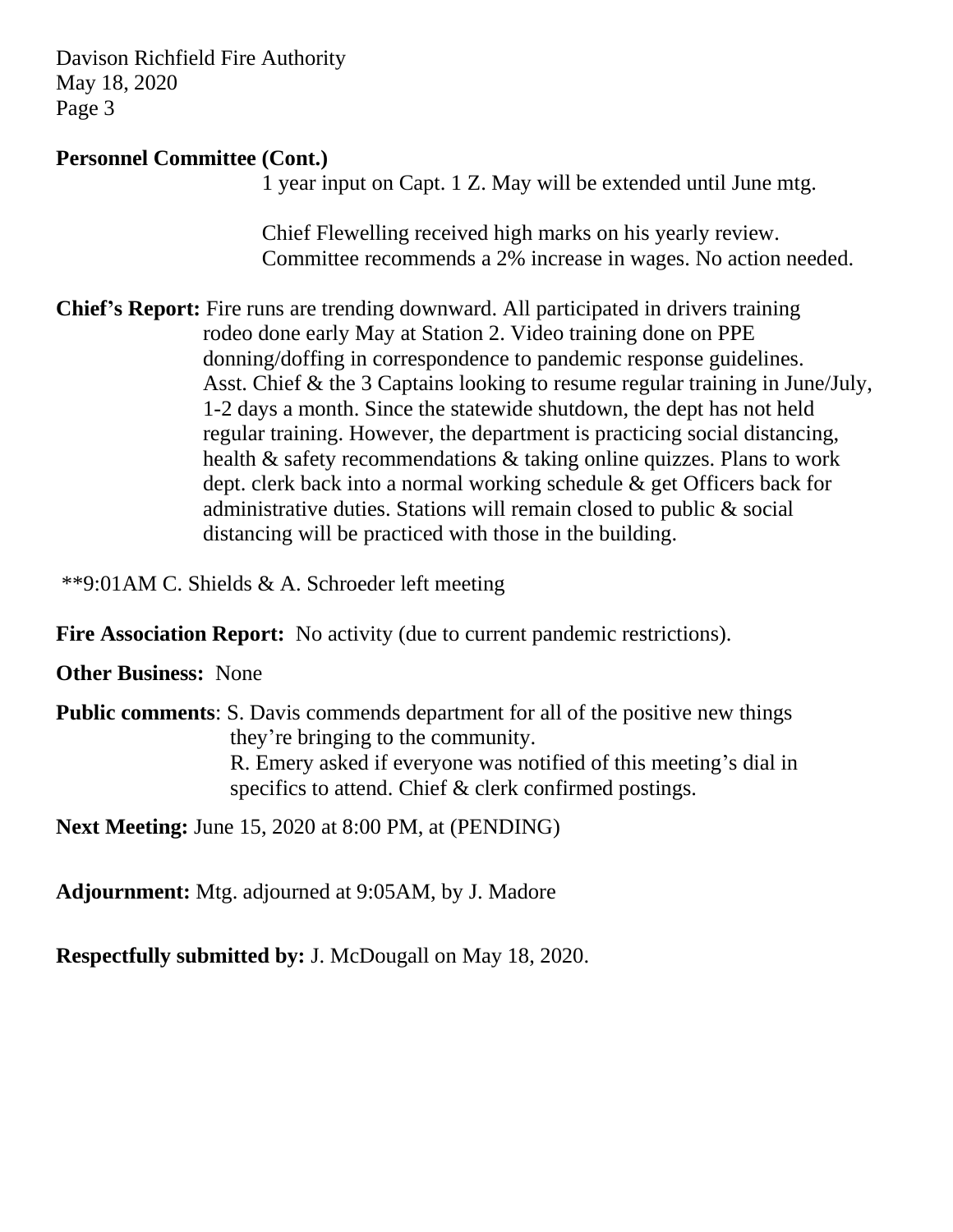**Personnel Committee (Cont.)**

1 year input on Capt. 1 Z. May will be extended until June mtg.

Chief Flewelling received high marks on his yearly review. Committee recommends a 2% increase in wages. No action needed.

**Chief's Report:** Fire runs are trending downward. All participated in drivers training rodeo done early May at Station 2. Video training done on PPE donning/doffing in correspondence to pandemic response guidelines. Asst. Chief & the 3 Captains looking to resume regular training in June/July, 1-2 days a month. Since the statewide shutdown, the dept has not held regular training. However, the department is practicing social distancing, health & safety recommendations & taking online quizzes. Plans to work dept. clerk back into a normal working schedule & get Officers back for administrative duties. Stations will remain closed to public & social distancing will be practiced with those in the building.

**9:01AM C. Shields & A. Schroeder left meeting

**Fire Association Report:** No activity (due to current pandemic restrictions).

**Other Business:** None

**Public comments**: S. Davis commends department for all of the positive new things they're bringing to the community.
R. Emery asked if everyone was notified of this meeting's dial in specifics to attend. Chief & clerk confirmed postings.

**Next Meeting:** June 15, 2020 at 8:00 PM, at (PENDING)

**Adjournment:** Mtg. adjourned at 9:05AM, by J. Madore

**Respectfully submitted by:** J. McDougall on May 18, 2020.